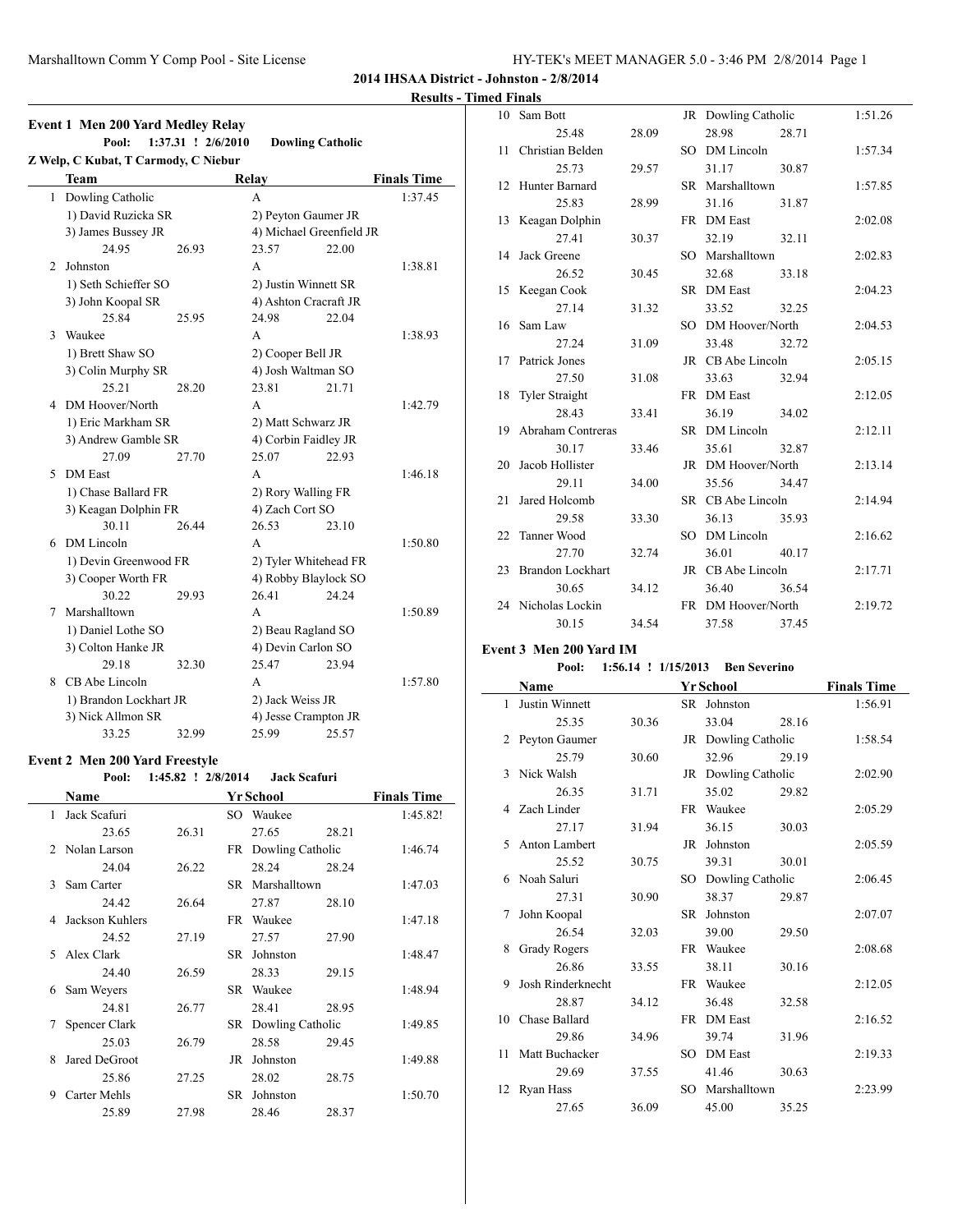## 2014 IHSAA District - Johnston - 2/8/2014

### Results - Timed Finals

### Event 1 Men 200 Yard Medley Relay

**Pool: 1:37.31 ! 2/6/2010 Dowling Catholic**
Z Welp, C Kubat, T Carmody, C Niebur

| | Team | Relay | Finals Time |
|---|---|---|---|
| 1 | Dowling Catholic | A | 1:37.45 |
| | 1) David Ruzicka SR | 2) Peyton Gaumer JR | |
| | 3) James Bussey JR | 4) Michael Greenfield JR | |
| | 24.95 26.93 | 23.57 22.00 | |
| 2 | Johnston | A | 1:38.81 |
| | 1) Seth Schieffer SO | 2) Justin Winnett SR | |
| | 3) John Koopal SR | 4) Ashton Cracraft JR | |
| | 25.84 25.95 | 24.98 22.04 | |
| 3 | Waukee | A | 1:38.93 |
| | 1) Brett Shaw SO | 2) Cooper Bell JR | |
| | 3) Colin Murphy SR | 4) Josh Waltman SO | |
| | 25.21 28.20 | 23.81 21.71 | |
| 4 | DM Hoover/North | A | 1:42.79 |
| | 1) Eric Markham SR | 2) Matt Schwarz JR | |
| | 3) Andrew Gamble SR | 4) Corbin Faidley JR | |
| | 27.09 27.70 | 25.07 22.93 | |
| 5 | DM East | A | 1:46.18 |
| | 1) Chase Ballard FR | 2) Rory Walling FR | |
| | 3) Keagan Dolphin FR | 4) Zach Cort SO | |
| | 30.11 26.44 | 26.53 23.10 | |
| 6 | DM Lincoln | A | 1:50.80 |
| | 1) Devin Greenwood FR | 2) Tyler Whitehead FR | |
| | 3) Cooper Worth FR | 4) Robby Blaylock SO | |
| | 30.22 29.93 | 26.41 24.24 | |
| 7 | Marshalltown | A | 1:50.89 |
| | 1) Daniel Lothe SO | 2) Beau Ragland SO | |
| | 3) Colton Hanke JR | 4) Devin Carlon SO | |
| | 29.18 32.30 | 25.47 23.94 | |
| 8 | CB Abe Lincoln | A | 1:57.80 |
| | 1) Brandon Lockhart JR | 2) Jack Weiss JR | |
| | 3) Nick Allmon SR | 4) Jesse Crampton JR | |
| | 33.25 32.99 | 25.99 25.57 | |

### Event 2 Men 200 Yard Freestyle

**Pool: 1:45.82 ! 2/8/2014 Jack Scafuri**

| | Name | Yr | School | Finals Time |
|---|---|---|---|---|
| 1 | Jack Scafuri | SO | Waukee | 1:45.82! |
| | 23.65 26.31 | | 27.65 28.21 | |
| 2 | Nolan Larson | FR | Dowling Catholic | 1:46.74 |
| | 24.04 26.22 | | 28.24 28.24 | |
| 3 | Sam Carter | SR | Marshalltown | 1:47.03 |
| | 24.42 26.64 | | 27.87 28.10 | |
| 4 | Jackson Kuhlers | FR | Waukee | 1:47.18 |
| | 24.52 27.19 | | 27.57 27.90 | |
| 5 | Alex Clark | SR | Johnston | 1:48.47 |
| | 24.40 26.59 | | 28.33 29.15 | |
| 6 | Sam Weyers | SR | Waukee | 1:48.94 |
| | 24.81 26.77 | | 28.41 28.95 | |
| 7 | Spencer Clark | SR | Dowling Catholic | 1:49.85 |
| | 25.03 26.79 | | 28.58 29.45 | |
| 8 | Jared DeGroot | JR | Johnston | 1:49.88 |
| | 25.86 27.25 | | 28.02 28.75 | |
| 9 | Carter Mehls | SR | Johnston | 1:50.70 |
| | 25.89 27.98 | | 28.46 28.37 | |
| 10 | Sam Bott | JR | Dowling Catholic | 1:51.26 |
| | 25.48 28.09 | | 28.98 28.71 | |
| 11 | Christian Belden | SO | DM Lincoln | 1:57.34 |
| | 25.73 29.57 | | 31.17 30.87 | |
| 12 | Hunter Barnard | SR | Marshalltown | 1:57.85 |
| | 25.83 28.99 | | 31.16 31.87 | |
| 13 | Keagan Dolphin | FR | DM East | 2:02.08 |
| | 27.41 30.37 | | 32.19 32.11 | |
| 14 | Jack Greene | SO | Marshalltown | 2:02.83 |
| | 26.52 30.45 | | 32.68 33.18 | |
| 15 | Keegan Cook | SR | DM East | 2:04.23 |
| | 27.14 31.32 | | 33.52 32.25 | |
| 16 | Sam Law | SO | DM Hoover/North | 2:04.53 |
| | 27.24 31.09 | | 33.48 32.72 | |
| 17 | Patrick Jones | JR | CB Abe Lincoln | 2:05.15 |
| | 27.50 31.08 | | 33.63 32.94 | |
| 18 | Tyler Straight | FR | DM East | 2:12.05 |
| | 28.43 33.41 | | 36.19 34.02 | |
| 19 | Abraham Contreras | SR | DM Lincoln | 2:12.11 |
| | 30.17 33.46 | | 35.61 32.87 | |
| 20 | Jacob Hollister | JR | DM Hoover/North | 2:13.14 |
| | 29.11 34.00 | | 35.56 34.47 | |
| 21 | Jared Holcomb | SR | CB Abe Lincoln | 2:14.94 |
| | 29.58 33.30 | | 36.13 35.93 | |
| 22 | Tanner Wood | SO | DM Lincoln | 2:16.62 |
| | 27.70 32.74 | | 36.01 40.17 | |
| 23 | Brandon Lockhart | JR | CB Abe Lincoln | 2:17.71 |
| | 30.65 34.12 | | 36.40 36.54 | |
| 24 | Nicholas Lockin | FR | DM Hoover/North | 2:19.72 |
| | 30.15 34.54 | | 37.58 37.45 | |

### Event 3 Men 200 Yard IM

**Pool: 1:56.14 ! 1/15/2013 Ben Severino**

| | Name | Yr | School | Finals Time |
|---|---|---|---|---|
| 1 | Justin Winnett | SR | Johnston | 1:56.91 |
| | 25.35 30.36 | | 33.04 28.16 | |
| 2 | Peyton Gaumer | JR | Dowling Catholic | 1:58.54 |
| | 25.79 30.60 | | 32.96 29.19 | |
| 3 | Nick Walsh | JR | Dowling Catholic | 2:02.90 |
| | 26.35 31.71 | | 35.02 29.82 | |
| 4 | Zach Linder | FR | Waukee | 2:05.29 |
| | 27.17 31.94 | | 36.15 30.03 | |
| 5 | Anton Lambert | JR | Johnston | 2:05.59 |
| | 25.52 30.75 | | 39.31 30.01 | |
| 6 | Noah Saluri | SO | Dowling Catholic | 2:06.45 |
| | 27.31 30.90 | | 38.37 29.87 | |
| 7 | John Koopal | SR | Johnston | 2:07.07 |
| | 26.54 32.03 | | 39.00 29.50 | |
| 8 | Grady Rogers | FR | Waukee | 2:08.68 |
| | 26.86 33.55 | | 38.11 30.16 | |
| 9 | Josh Rinderknecht | FR | Waukee | 2:12.05 |
| | 28.87 34.12 | | 36.48 32.58 | |
| 10 | Chase Ballard | FR | DM East | 2:16.52 |
| | 29.86 34.96 | | 39.74 31.96 | |
| 11 | Matt Buchacker | SO | DM East | 2:19.33 |
| | 29.69 37.55 | | 41.46 30.63 | |
| 12 | Ryan Hass | SO | Marshalltown | 2:23.99 |
| | 27.65 36.09 | | 45.00 35.25 | |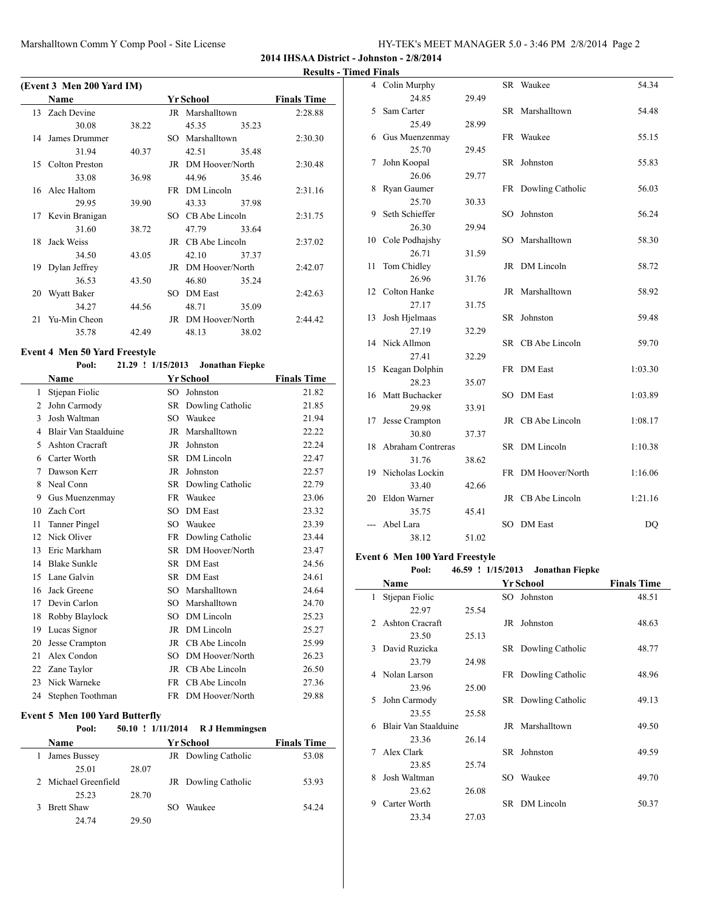## 2014 IHSAA District - Johnston - 2/8/2014

### Results - Timed Finals

#### (Event 3 Men 200 Yard IM)

| | Name | Yr | School | Finals Time |
|---|---|---|---|---|
| 13 | Zach Devine | JR | Marshalltown | 2:28.88 |
| | 30.08 38.22 | | 45.35 35.23 | |
| 14 | James Drummer | SO | Marshalltown | 2:30.30 |
| | 31.94 40.37 | | 42.51 35.48 | |
| 15 | Colton Preston | JR | DM Hoover/North | 2:30.48 |
| | 33.08 36.98 | | 44.96 35.46 | |
| 16 | Alec Haltom | FR | DM Lincoln | 2:31.16 |
| | 29.95 39.90 | | 43.33 37.98 | |
| 17 | Kevin Branigan | SO | CB Abe Lincoln | 2:31.75 |
| | 31.60 38.72 | | 47.79 33.64 | |
| 18 | Jack Weiss | JR | CB Abe Lincoln | 2:37.02 |
| | 34.50 43.05 | | 42.10 37.37 | |
| 19 | Dylan Jeffrey | JR | DM Hoover/North | 2:42.07 |
| | 36.53 43.50 | | 46.80 35.24 | |
| 20 | Wyatt Baker | SO | DM East | 2:42.63 |
| | 34.27 44.56 | | 48.71 35.09 | |
| 21 | Yu-Min Cheon | JR | DM Hoover/North | 2:44.42 |
| | 35.78 42.49 | | 48.13 38.02 | |

#### Event 4 Men 50 Yard Freestyle

Pool: 21.29 ! 1/15/2013 Jonathan Fiepke

| | Name | Yr | School | Finals Time |
|---|---|---|---|---|
| 1 | Stjepan Fiolic | SO | Johnston | 21.82 |
| 2 | John Carmody | SR | Dowling Catholic | 21.85 |
| 3 | Josh Waltman | SO | Waukee | 21.94 |
| 4 | Blair Van Staalduine | JR | Marshalltown | 22.22 |
| 5 | Ashton Cracraft | JR | Johnston | 22.24 |
| 6 | Carter Worth | SR | DM Lincoln | 22.47 |
| 7 | Dawson Kerr | JR | Johnston | 22.57 |
| 8 | Neal Conn | SR | Dowling Catholic | 22.79 |
| 9 | Gus Muenzenmay | FR | Waukee | 23.06 |
| 10 | Zach Cort | SO | DM East | 23.32 |
| 11 | Tanner Pingel | SO | Waukee | 23.39 |
| 12 | Nick Oliver | FR | Dowling Catholic | 23.44 |
| 13 | Eric Markham | SR | DM Hoover/North | 23.47 |
| 14 | Blake Sunkle | SR | DM East | 24.56 |
| 15 | Lane Galvin | SR | DM East | 24.61 |
| 16 | Jack Greene | SO | Marshalltown | 24.64 |
| 17 | Devin Carlon | SO | Marshalltown | 24.70 |
| 18 | Robby Blaylock | SO | DM Lincoln | 25.23 |
| 19 | Lucas Signor | JR | DM Lincoln | 25.27 |
| 20 | Jesse Crampton | JR | CB Abe Lincoln | 25.99 |
| 21 | Alex Condon | SO | DM Hoover/North | 26.23 |
| 22 | Zane Taylor | JR | CB Abe Lincoln | 26.50 |
| 23 | Nick Warneke | FR | CB Abe Lincoln | 27.36 |
| 24 | Stephen Toothman | FR | DM Hoover/North | 29.88 |

#### Event 5 Men 100 Yard Butterfly

Pool: 50.10 ! 1/11/2014 R J Hemmingsen

| | Name | Yr | School | Finals Time |
|---|---|---|---|---|
| 1 | James Bussey | JR | Dowling Catholic | 53.08 |
| | 25.01 28.07 | | | |
| 2 | Michael Greenfield | JR | Dowling Catholic | 53.93 |
| | 25.23 28.70 | | | |
| 3 | Brett Shaw | SO | Waukee | 54.24 |
| | 24.74 29.50 | | | |
| 4 | Colin Murphy | SR | Waukee | 54.34 |
| | 24.85 29.49 | | | |
| 5 | Sam Carter | SR | Marshalltown | 54.48 |
| | 25.49 28.99 | | | |
| 6 | Gus Muenzenmay | FR | Waukee | 55.15 |
| | 25.70 29.45 | | | |
| 7 | John Koopal | SR | Johnston | 55.83 |
| | 26.06 29.77 | | | |
| 8 | Ryan Gaumer | FR | Dowling Catholic | 56.03 |
| | 25.70 30.33 | | | |
| 9 | Seth Schieffer | SO | Johnston | 56.24 |
| | 26.30 29.94 | | | |
| 10 | Cole Podhajsky | SO | Marshalltown | 58.30 |
| | 26.71 31.59 | | | |
| 11 | Tom Chidley | JR | DM Lincoln | 58.72 |
| | 26.96 31.76 | | | |
| 12 | Colton Hanke | JR | Marshalltown | 58.92 |
| | 27.17 31.75 | | | |
| 13 | Josh Hjelmaas | SR | Johnston | 59.48 |
| | 27.19 32.29 | | | |
| 14 | Nick Allmon | SR | CB Abe Lincoln | 59.70 |
| | 27.41 32.29 | | | |
| 15 | Keagan Dolphin | FR | DM East | 1:03.30 |
| | 28.23 35.07 | | | |
| 16 | Matt Buchacker | SO | DM East | 1:03.89 |
| | 29.98 33.91 | | | |
| 17 | Jesse Crampton | JR | CB Abe Lincoln | 1:08.17 |
| | 30.80 37.37 | | | |
| 18 | Abraham Contreras | SR | DM Lincoln | 1:10.38 |
| | 31.76 38.62 | | | |
| 19 | Nicholas Lockin | FR | DM Hoover/North | 1:16.06 |
| | 33.40 42.66 | | | |
| 20 | Eldon Warner | JR | CB Abe Lincoln | 1:21.16 |
| | 35.75 45.41 | | | |
| --- | Abel Lara | SO | DM East | DQ |
| | 38.12 51.02 | | | |

#### Event 6 Men 100 Yard Freestyle

Pool: 46.59 ! 1/15/2013 Jonathan Fiepke

| | Name | Yr | School | Finals Time |
|---|---|---|---|---|
| 1 | Stjepan Fiolic | SO | Johnston | 48.51 |
| | 22.97 25.54 | | | |
| 2 | Ashton Cracraft | JR | Johnston | 48.63 |
| | 23.50 25.13 | | | |
| 3 | David Ruzicka | SR | Dowling Catholic | 48.77 |
| | 23.79 24.98 | | | |
| 4 | Nolan Larson | FR | Dowling Catholic | 48.96 |
| | 23.96 25.00 | | | |
| 5 | John Carmody | SR | Dowling Catholic | 49.13 |
| | 23.55 25.58 | | | |
| 6 | Blair Van Staalduine | JR | Marshalltown | 49.50 |
| | 23.36 26.14 | | | |
| 7 | Alex Clark | SR | Johnston | 49.59 |
| | 23.85 25.74 | | | |
| 8 | Josh Waltman | SO | Waukee | 49.70 |
| | 23.62 26.08 | | | |
| 9 | Carter Worth | SR | DM Lincoln | 50.37 |
| | 23.34 27.03 | | | |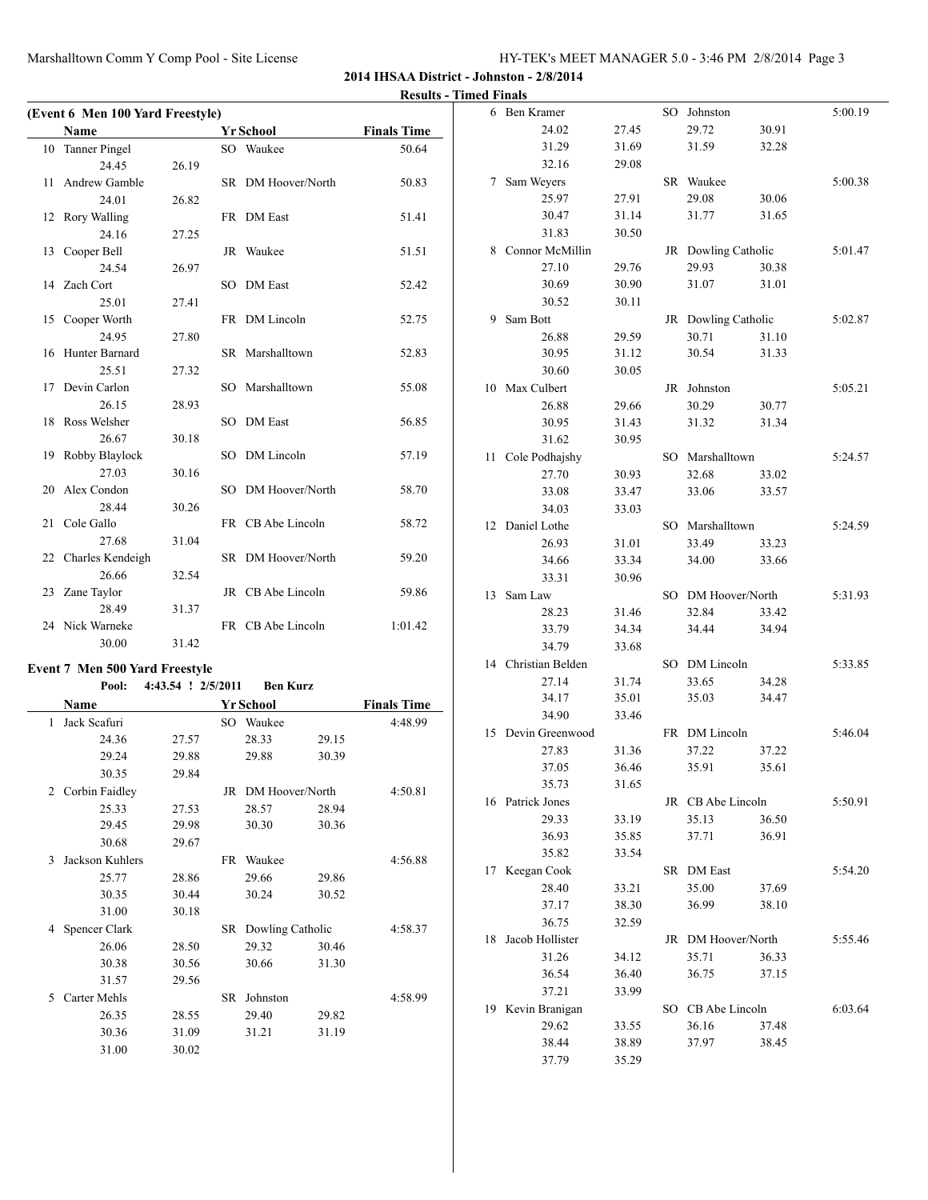## 2014 IHSAA District - Johnston - 2/8/2014

### Results - Timed Finals

**(Event 6 Men 100 Yard Freestyle)**

| | Name | Yr | School | Finals Time |
|---|---|---|---|---|
| 10 | Tanner Pingel | SO | Waukee | 50.64 |
| | 24.45 26.19 | | | |
| 11 | Andrew Gamble | SR | DM Hoover/North | 50.83 |
| | 24.01 26.82 | | | |
| 12 | Rory Walling | FR | DM East | 51.41 |
| | 24.16 27.25 | | | |
| 13 | Cooper Bell | JR | Waukee | 51.51 |
| | 24.54 26.97 | | | |
| 14 | Zach Cort | SO | DM East | 52.42 |
| | 25.01 27.41 | | | |
| 15 | Cooper Worth | FR | DM Lincoln | 52.75 |
| | 24.95 27.80 | | | |
| 16 | Hunter Barnard | SR | Marshalltown | 52.83 |
| | 25.51 27.32 | | | |
| 17 | Devin Carlon | SO | Marshalltown | 55.08 |
| | 26.15 28.93 | | | |
| 18 | Ross Welsher | SO | DM East | 56.85 |
| | 26.67 30.18 | | | |
| 19 | Robby Blaylock | SO | DM Lincoln | 57.19 |
| | 27.03 30.16 | | | |
| 20 | Alex Condon | SO | DM Hoover/North | 58.70 |
| | 28.44 30.26 | | | |
| 21 | Cole Gallo | FR | CB Abe Lincoln | 58.72 |
| | 27.68 31.04 | | | |
| 22 | Charles Kendeigh | SR | DM Hoover/North | 59.20 |
| | 26.66 32.54 | | | |
| 23 | Zane Taylor | JR | CB Abe Lincoln | 59.86 |
| | 28.49 31.37 | | | |
| 24 | Nick Warneke | FR | CB Abe Lincoln | 1:01.42 |
| | 30.00 31.42 | | | |

**Event 7 Men 500 Yard Freestyle**

Pool: 4:43.54 ! 2/5/2011 Ben Kurz

| | Name | Yr | School | Finals Time |
|---|---|---|---|---|
| 1 | Jack Scafuri | SO | Waukee | 4:48.99 |
| | 24.36 27.57 28.33 29.15 | | | |
| | 29.24 29.88 29.88 30.39 | | | |
| | 30.35 29.84 | | | |
| 2 | Corbin Faidley | JR | DM Hoover/North | 4:50.81 |
| | 25.33 27.53 28.57 28.94 | | | |
| | 29.45 29.98 30.30 30.36 | | | |
| | 30.68 29.67 | | | |
| 3 | Jackson Kuhlers | FR | Waukee | 4:56.88 |
| | 25.77 28.86 29.66 29.86 | | | |
| | 30.35 30.44 30.24 30.52 | | | |
| | 31.00 30.18 | | | |
| 4 | Spencer Clark | SR | Dowling Catholic | 4:58.37 |
| | 26.06 28.50 29.32 30.46 | | | |
| | 30.38 30.56 30.66 31.30 | | | |
| | 31.57 29.56 | | | |
| 5 | Carter Mehls | SR | Johnston | 4:58.99 |
| | 26.35 28.55 29.40 29.82 | | | |
| | 30.36 31.09 31.21 31.19 | | | |
| | 31.00 30.02 | | | |
| 6 | Ben Kramer | SO | Johnston | 5:00.19 |
| | 24.02 27.45 29.72 30.91 | | | |
| | 31.29 31.69 31.59 32.28 | | | |
| | 32.16 29.08 | | | |
| 7 | Sam Weyers | SR | Waukee | 5:00.38 |
| | 25.97 27.91 29.08 30.06 | | | |
| | 30.47 31.14 31.77 31.65 | | | |
| | 31.83 30.50 | | | |
| 8 | Connor McMillin | JR | Dowling Catholic | 5:01.47 |
| | 27.10 29.76 29.93 30.38 | | | |
| | 30.69 30.90 31.07 31.01 | | | |
| | 30.52 30.11 | | | |
| 9 | Sam Bott | JR | Dowling Catholic | 5:02.87 |
| | 26.88 29.59 30.71 31.10 | | | |
| | 30.95 31.12 30.54 31.33 | | | |
| | 30.60 30.05 | | | |
| 10 | Max Culbert | JR | Johnston | 5:05.21 |
| | 26.88 29.66 30.29 30.77 | | | |
| | 30.95 31.43 31.32 31.34 | | | |
| | 31.62 30.95 | | | |
| 11 | Cole Podhajshy | SO | Marshalltown | 5:24.57 |
| | 27.70 30.93 32.68 33.02 | | | |
| | 33.08 33.47 33.06 33.57 | | | |
| | 34.03 33.03 | | | |
| 12 | Daniel Lothe | SO | Marshalltown | 5:24.59 |
| | 26.93 31.01 33.49 33.23 | | | |
| | 34.66 33.34 34.00 33.66 | | | |
| | 33.31 30.96 | | | |
| 13 | Sam Law | SO | DM Hoover/North | 5:31.93 |
| | 28.23 31.46 32.84 33.42 | | | |
| | 33.79 34.34 34.44 34.94 | | | |
| | 34.79 33.68 | | | |
| 14 | Christian Belden | SO | DM Lincoln | 5:33.85 |
| | 27.14 31.74 33.65 34.28 | | | |
| | 34.17 35.01 35.03 34.47 | | | |
| | 34.90 33.46 | | | |
| 15 | Devin Greenwood | FR | DM Lincoln | 5:46.04 |
| | 27.83 31.36 37.22 37.22 | | | |
| | 37.05 36.46 35.91 35.61 | | | |
| | 35.73 31.65 | | | |
| 16 | Patrick Jones | JR | CB Abe Lincoln | 5:50.91 |
| | 29.33 33.19 35.13 36.50 | | | |
| | 36.93 35.85 37.71 36.91 | | | |
| | 35.82 33.54 | | | |
| 17 | Keegan Cook | SR | DM East | 5:54.20 |
| | 28.40 33.21 35.00 37.69 | | | |
| | 37.17 38.30 36.99 38.10 | | | |
| | 36.75 32.59 | | | |
| 18 | Jacob Hollister | JR | DM Hoover/North | 5:55.46 |
| | 31.26 34.12 35.71 36.33 | | | |
| | 36.54 36.40 36.75 37.15 | | | |
| | 37.21 33.99 | | | |
| 19 | Kevin Branigan | SO | CB Abe Lincoln | 6:03.64 |
| | 29.62 33.55 36.16 37.48 | | | |
| | 38.44 38.89 37.97 38.45 | | | |
| | 37.79 35.29 | | | |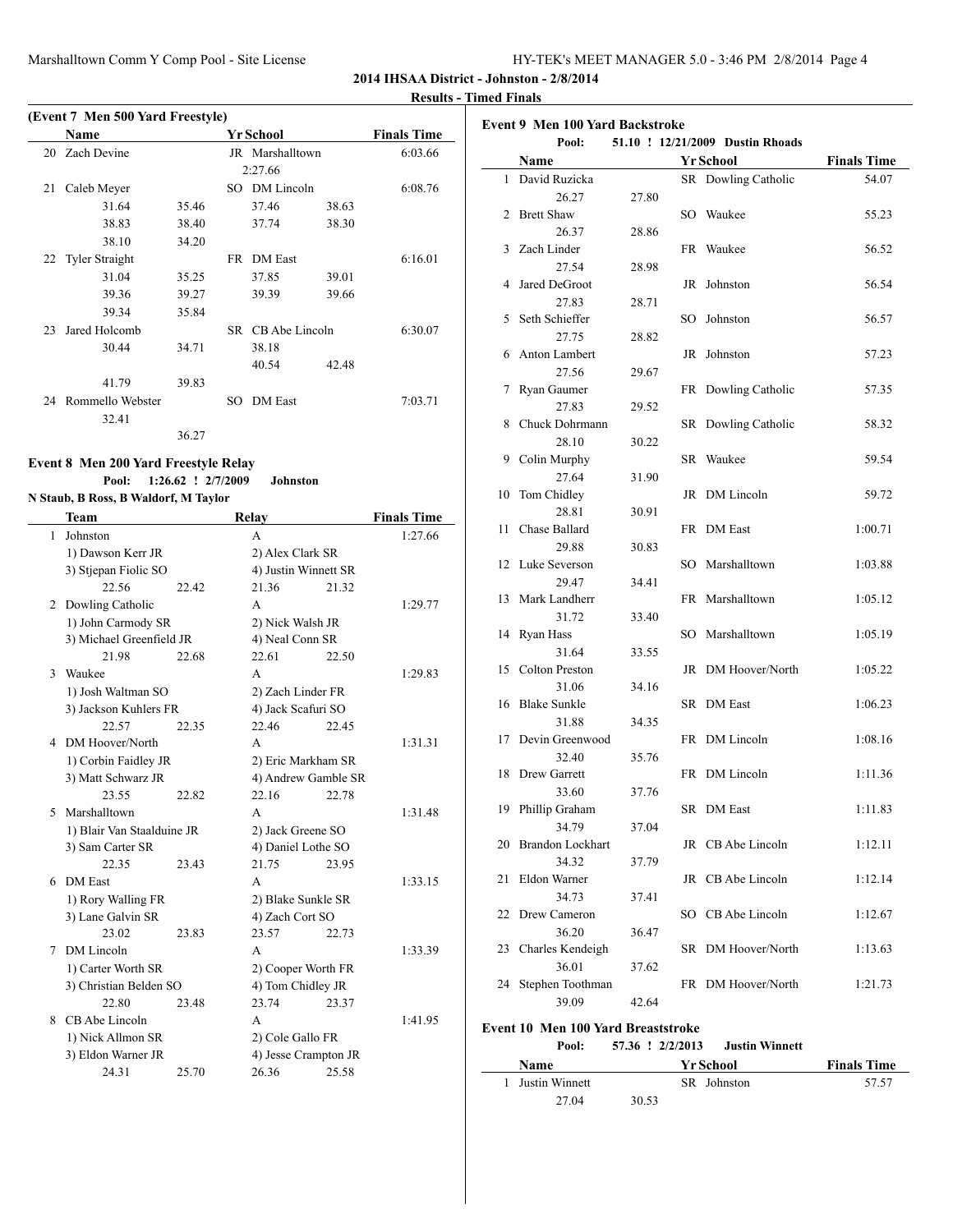**2014 IHSAA District - Johnston - 2/8/2014**

**Results - Timed Finals**

### (Event 7 Men 500 Yard Freestyle)

| | Name | Yr | School | Finals Time |
|---|---|---|---|---|
| 20 | Zach Devine | JR | Marshalltown | 6:03.66 |
| | 2:27.66 | | | |
| 21 | Caleb Meyer | SO | DM Lincoln | 6:08.76 |
| | 31.64 35.46 37.46 38.63 | | | |
| | 38.83 38.40 37.74 38.30 | | | |
| | 38.10 34.20 | | | |
| 22 | Tyler Straight | FR | DM East | 6:16.01 |
| | 31.04 35.25 37.85 39.01 | | | |
| | 39.36 39.27 39.39 39.66 | | | |
| | 39.34 35.84 | | | |
| 23 | Jared Holcomb | SR | CB Abe Lincoln | 6:30.07 |
| | 30.44 34.71 38.18 | | | |
| | 40.54 42.48 | | | |
| | 41.79 39.83 | | | |
| 24 | Rommello Webster | SO | DM East | 7:03.71 |
| | 32.41 | | | |
| | 36.27 | | | |

### Event 8 Men 200 Yard Freestyle Relay

**Pool: 1:26.62 ! 2/7/2009 Johnston**

**N Staub, B Ross, B Waldorf, M Taylor**

| | Team | Relay | Finals Time |
|---|---|---|---|
| 1 | Johnston | A | 1:27.66 |
| | 1) Dawson Kerr JR | 2) Alex Clark SR | |
| | 3) Stjepan Fiolic SO | 4) Justin Winnett SR | |
| | 22.56 22.42 | 21.36 21.32 | |
| 2 | Dowling Catholic | A | 1:29.77 |
| | 1) John Carmody SR | 2) Nick Walsh JR | |
| | 3) Michael Greenfield JR | 4) Neal Conn SR | |
| | 21.98 22.68 | 22.61 22.50 | |
| 3 | Waukee | A | 1:29.83 |
| | 1) Josh Waltman SO | 2) Zach Linder FR | |
| | 3) Jackson Kuhlers FR | 4) Jack Scafuri SO | |
| | 22.57 22.35 | 22.46 22.45 | |
| 4 | DM Hoover/North | A | 1:31.31 |
| | 1) Corbin Faidley JR | 2) Eric Markham SR | |
| | 3) Matt Schwarz JR | 4) Andrew Gamble SR | |
| | 23.55 22.82 | 22.16 22.78 | |
| 5 | Marshalltown | A | 1:31.48 |
| | 1) Blair Van Staalduine JR | 2) Jack Greene SO | |
| | 3) Sam Carter SR | 4) Daniel Lothe SO | |
| | 22.35 23.43 | 21.75 23.95 | |
| 6 | DM East | A | 1:33.15 |
| | 1) Rory Walling FR | 2) Blake Sunkle SR | |
| | 3) Lane Galvin SR | 4) Zach Cort SO | |
| | 23.02 23.83 | 23.57 22.73 | |
| 7 | DM Lincoln | A | 1:33.39 |
| | 1) Carter Worth SR | 2) Cooper Worth FR | |
| | 3) Christian Belden SO | 4) Tom Chidley JR | |
| | 22.80 23.48 | 23.74 23.37 | |
| 8 | CB Abe Lincoln | A | 1:41.95 |
| | 1) Nick Allmon SR | 2) Cole Gallo FR | |
| | 3) Eldon Warner JR | 4) Jesse Crampton JR | |
| | 24.31 25.70 | 26.36 25.58 | |

### Event 9 Men 100 Yard Backstroke

**Pool: 51.10 ! 12/21/2009 Dustin Rhoads**

| | Name | Yr | School | Finals Time |
|---|---|---|---|---|
| 1 | David Ruzicka | SR | Dowling Catholic | 54.07 |
| | 26.27 27.80 | | | |
| 2 | Brett Shaw | SO | Waukee | 55.23 |
| | 26.37 28.86 | | | |
| 3 | Zach Linder | FR | Waukee | 56.52 |
| | 27.54 28.98 | | | |
| 4 | Jared DeGroot | JR | Johnston | 56.54 |
| | 27.83 28.71 | | | |
| 5 | Seth Schieffer | SO | Johnston | 56.57 |
| | 27.75 28.82 | | | |
| 6 | Anton Lambert | JR | Johnston | 57.23 |
| | 27.56 29.67 | | | |
| 7 | Ryan Gaumer | FR | Dowling Catholic | 57.35 |
| | 27.83 29.52 | | | |
| 8 | Chuck Dohrmann | SR | Dowling Catholic | 58.32 |
| | 28.10 30.22 | | | |
| 9 | Colin Murphy | SR | Waukee | 59.54 |
| | 27.64 31.90 | | | |
| 10 | Tom Chidley | JR | DM Lincoln | 59.72 |
| | 28.81 30.91 | | | |
| 11 | Chase Ballard | FR | DM East | 1:00.71 |
| | 29.88 30.83 | | | |
| 12 | Luke Severson | SO | Marshalltown | 1:03.88 |
| | 29.47 34.41 | | | |
| 13 | Mark Landherr | FR | Marshalltown | 1:05.12 |
| | 31.72 33.40 | | | |
| 14 | Ryan Hass | SO | Marshalltown | 1:05.19 |
| | 31.64 33.55 | | | |
| 15 | Colton Preston | JR | DM Hoover/North | 1:05.22 |
| | 31.06 34.16 | | | |
| 16 | Blake Sunkle | SR | DM East | 1:06.23 |
| | 31.88 34.35 | | | |
| 17 | Devin Greenwood | FR | DM Lincoln | 1:08.16 |
| | 32.40 35.76 | | | |
| 18 | Drew Garrett | FR | DM Lincoln | 1:11.36 |
| | 33.60 37.76 | | | |
| 19 | Phillip Graham | SR | DM East | 1:11.83 |
| | 34.79 37.04 | | | |
| 20 | Brandon Lockhart | JR | CB Abe Lincoln | 1:12.11 |
| | 34.32 37.79 | | | |
| 21 | Eldon Warner | JR | CB Abe Lincoln | 1:12.14 |
| | 34.73 37.41 | | | |
| 22 | Drew Cameron | SO | CB Abe Lincoln | 1:12.67 |
| | 36.20 36.47 | | | |
| 23 | Charles Kendeigh | SR | DM Hoover/North | 1:13.63 |
| | 36.01 37.62 | | | |
| 24 | Stephen Toothman | FR | DM Hoover/North | 1:21.73 |
| | 39.09 42.64 | | | |

### Event 10 Men 100 Yard Breaststroke

**Pool: 57.36 ! 2/2/2013 Justin Winnett**

| | Name | Yr | School | Finals Time |
|---|---|---|---|---|
| 1 | Justin Winnett | SR | Johnston | 57.57 |
| | 27.04 30.53 | | | |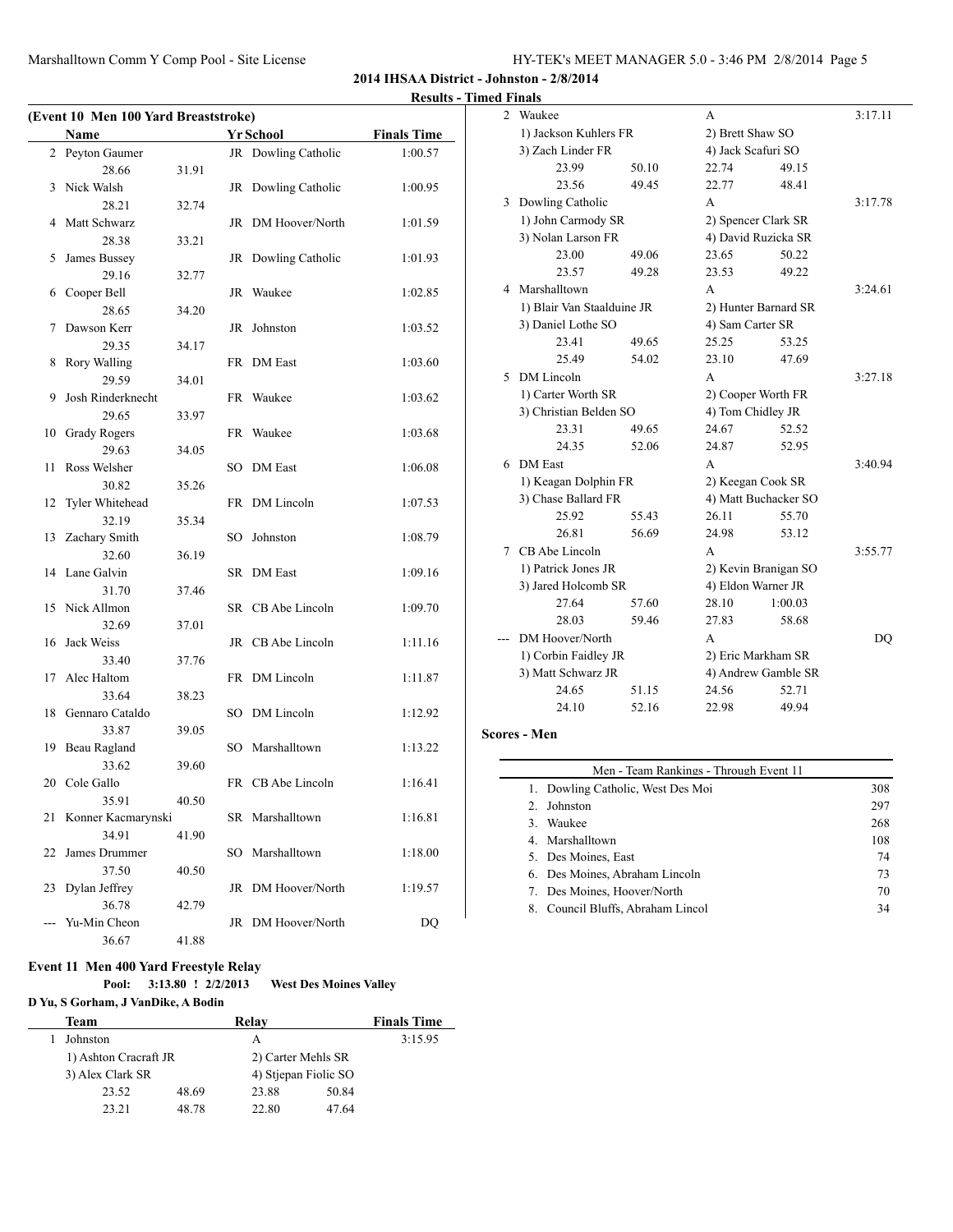## 2014 IHSAA District - Johnston - 2/8/2014

### Results - Timed Finals

**(Event 10 Men 100 Yard Breaststroke)**

| | Name | Yr | School | Finals Time |
|---|---|---|---|---|
| 2 | Peyton Gaumer | JR | Dowling Catholic | 1:00.57 |
| | 28.66 31.91 | | | |
| 3 | Nick Walsh | JR | Dowling Catholic | 1:00.95 |
| | 28.21 32.74 | | | |
| 4 | Matt Schwarz | JR | DM Hoover/North | 1:01.59 |
| | 28.38 33.21 | | | |
| 5 | James Bussey | JR | Dowling Catholic | 1:01.93 |
| | 29.16 32.77 | | | |
| 6 | Cooper Bell | JR | Waukee | 1:02.85 |
| | 28.65 34.20 | | | |
| 7 | Dawson Kerr | JR | Johnston | 1:03.52 |
| | 29.35 34.17 | | | |
| 8 | Rory Walling | FR | DM East | 1:03.60 |
| | 29.59 34.01 | | | |
| 9 | Josh Rinderknecht | FR | Waukee | 1:03.62 |
| | 29.65 33.97 | | | |
| 10 | Grady Rogers | FR | Waukee | 1:03.68 |
| | 29.63 34.05 | | | |
| 11 | Ross Welsher | SO | DM East | 1:06.08 |
| | 30.82 35.26 | | | |
| 12 | Tyler Whitehead | FR | DM Lincoln | 1:07.53 |
| | 32.19 35.34 | | | |
| 13 | Zachary Smith | SO | Johnston | 1:08.79 |
| | 32.60 36.19 | | | |
| 14 | Lane Galvin | SR | DM East | 1:09.16 |
| | 31.70 37.46 | | | |
| 15 | Nick Allmon | SR | CB Abe Lincoln | 1:09.70 |
| | 32.69 37.01 | | | |
| 16 | Jack Weiss | JR | CB Abe Lincoln | 1:11.16 |
| | 33.40 37.76 | | | |
| 17 | Alec Haltom | FR | DM Lincoln | 1:11.87 |
| | 33.64 38.23 | | | |
| 18 | Gennaro Cataldo | SO | DM Lincoln | 1:12.92 |
| | 33.87 39.05 | | | |
| 19 | Beau Ragland | SO | Marshalltown | 1:13.22 |
| | 33.62 39.60 | | | |
| 20 | Cole Gallo | FR | CB Abe Lincoln | 1:16.41 |
| | 35.91 40.50 | | | |
| 21 | Konner Kacmarynski | SR | Marshalltown | 1:16.81 |
| | 34.91 41.90 | | | |
| 22 | James Drummer | SO | Marshalltown | 1:18.00 |
| | 37.50 40.50 | | | |
| 23 | Dylan Jeffrey | JR | DM Hoover/North | 1:19.57 |
| | 36.78 42.79 | | | |
| --- | Yu-Min Cheon | JR | DM Hoover/North | DQ |
| | 36.67 41.88 | | | |

**Event 11 Men 400 Yard Freestyle Relay**

**Pool: 3:13.80 ! 2/2/2013 West Des Moines Valley**

**D Yu, S Gorham, J VanDike, A Bodin**

| | Team | Relay | Finals Time |
|---|---|---|---|
| 1 | Johnston | A | 3:15.95 |
| | 1) Ashton Cracraft JR; 2) Carter Mehls SR; 3) Alex Clark SR; 4) Stjepan Fiolic SO | | |
| | 23.52 48.69 23.88 50.84 23.21 48.78 22.80 47.64 | | |
| 2 | Waukee | A | 3:17.11 |
| | 1) Jackson Kuhlers FR; 2) Brett Shaw SO; 3) Zach Linder FR; 4) Jack Scafuri SO | | |
| | 23.99 50.10 22.74 49.15 23.56 49.45 22.77 48.41 | | |
| 3 | Dowling Catholic | A | 3:17.78 |
| | 1) John Carmody SR; 2) Spencer Clark SR; 3) Nolan Larson FR; 4) David Ruzicka SR | | |
| | 23.00 49.06 23.65 50.22 23.57 49.28 23.53 49.22 | | |
| 4 | Marshalltown | A | 3:24.61 |
| | 1) Blair Van Staalduine JR; 2) Hunter Barnard SR; 3) Daniel Lothe SO; 4) Sam Carter SR | | |
| | 23.41 49.65 25.25 53.25 25.49 54.02 23.10 47.69 | | |
| 5 | DM Lincoln | A | 3:27.18 |
| | 1) Carter Worth SR; 2) Cooper Worth FR; 3) Christian Belden SO; 4) Tom Chidley JR | | |
| | 23.31 49.65 24.67 52.52 24.35 52.06 24.87 52.95 | | |
| 6 | DM East | A | 3:40.94 |
| | 1) Keagan Dolphin FR; 2) Keegan Cook SR; 3) Chase Ballard FR; 4) Matt Buchacker SO | | |
| | 25.92 55.43 26.11 55.70 26.81 56.69 24.98 53.12 | | |
| 7 | CB Abe Lincoln | A | 3:55.77 |
| | 1) Patrick Jones JR; 2) Kevin Branigan SO; 3) Jared Holcomb SR; 4) Eldon Warner JR | | |
| | 27.64 57.60 28.10 1:00.03 28.03 59.46 27.83 58.68 | | |
| --- | DM Hoover/North | A | DQ |
| | 1) Corbin Faidley JR; 2) Eric Markham SR; 3) Matt Schwarz JR; 4) Andrew Gamble SR | | |
| | 24.65 51.15 24.56 52.71 24.10 52.16 22.98 49.94 | | |

### Scores - Men

| Men - Team Rankings - Through Event 11 | |
|---|---|
| 1. Dowling Catholic, West Des Moi | 308 |
| 2. Johnston | 297 |
| 3. Waukee | 268 |
| 4. Marshalltown | 108 |
| 5. Des Moines, East | 74 |
| 6. Des Moines, Abraham Lincoln | 73 |
| 7. Des Moines, Hoover/North | 70 |
| 8. Council Bluffs, Abraham Lincol | 34 |